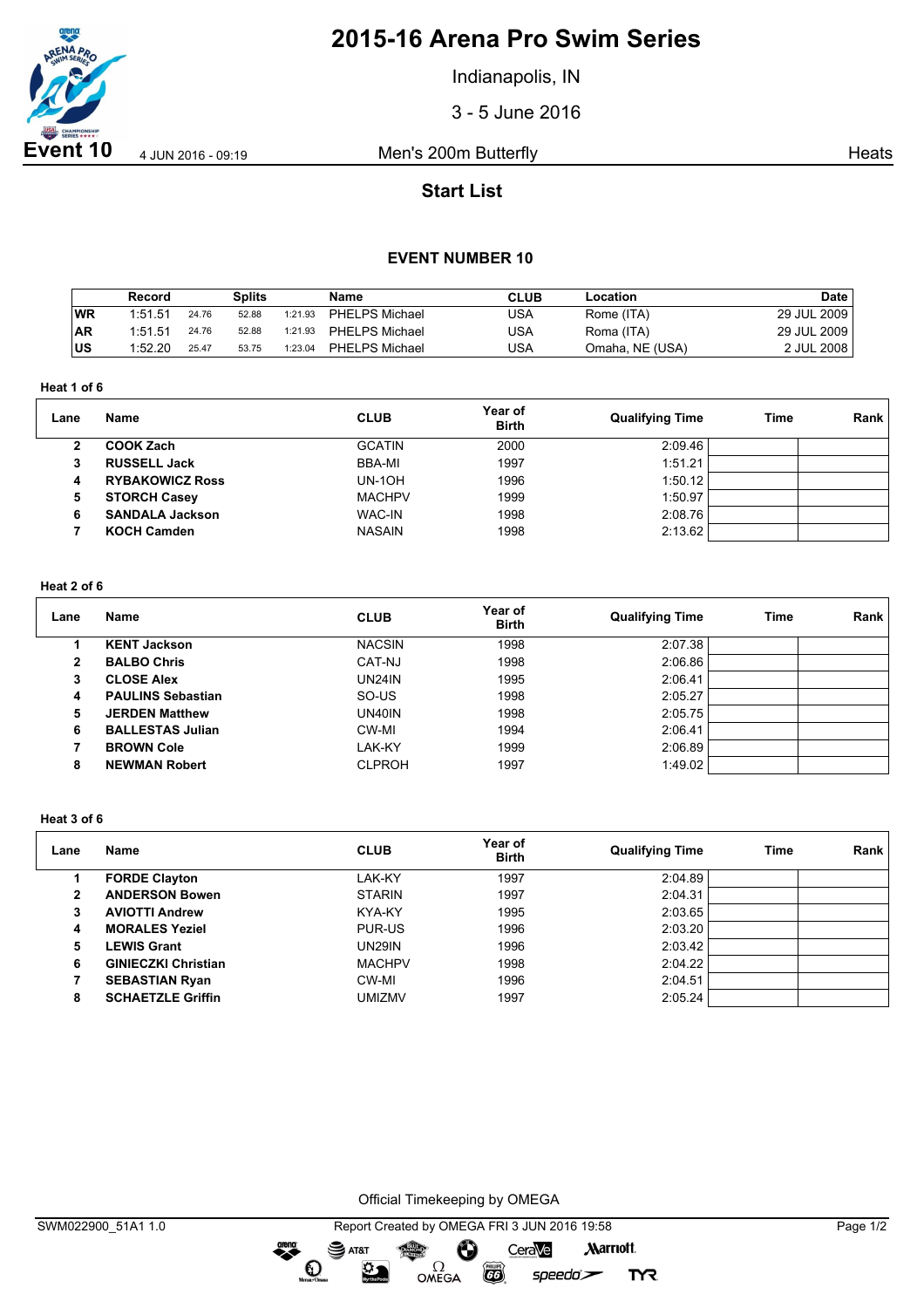# 2015-16 Arena Pro Swim Series

Indianapolis, IN

3 - 5 June 2016

**Event 10** 4 JUN 2016 - 09:19 Men's 200m Butterfly Heats

## Start List

### EVENT NUMBER 10

| | Record | Splits | | | Name | CLUB | Location | Date |
|---|---|---|---|---|---|---|---|---|
| WR | 1:51.51 | 24.76 | 52.88 | 1:21.93 | PHELPS Michael | USA | Rome (ITA) | 29 JUL 2009 |
| AR | 1:51.51 | 24.76 | 52.88 | 1:21.93 | PHELPS Michael | USA | Roma (ITA) | 29 JUL 2009 |
| US | 1:52.20 | 25.47 | 53.75 | 1:23.04 | PHELPS Michael | USA | Omaha, NE (USA) | 2 JUL 2008 |

**Heat 1 of 6**

| Lane | Name | CLUB | Year of Birth | Qualifying Time | Time | Rank |
|---|---|---|---|---|---|---|
| 2 | **COOK Zach** | GCATIN | 2000 | 2:09.46 | | |
| 3 | **RUSSELL Jack** | BBA-MI | 1997 | 1:51.21 | | |
| 4 | **RYBAKOWICZ Ross** | UN-1OH | 1996 | 1:50.12 | | |
| 5 | **STORCH Casey** | MACHPV | 1999 | 1:50.97 | | |
| 6 | **SANDALA Jackson** | WAC-IN | 1998 | 2:08.76 | | |
| 7 | **KOCH Camden** | NASAIN | 1998 | 2:13.62 | | |

**Heat 2 of 6**

| Lane | Name | CLUB | Year of Birth | Qualifying Time | Time | Rank |
|---|---|---|---|---|---|---|
| 1 | **KENT Jackson** | NACSIN | 1998 | 2:07.38 | | |
| 2 | **BALBO Chris** | CAT-NJ | 1998 | 2:06.86 | | |
| 3 | **CLOSE Alex** | UN24IN | 1995 | 2:06.41 | | |
| 4 | **PAULINS Sebastian** | SO-US | 1998 | 2:05.27 | | |
| 5 | **JERDEN Matthew** | UN40IN | 1998 | 2:05.75 | | |
| 6 | **BALLESTAS Julian** | CW-MI | 1994 | 2:06.41 | | |
| 7 | **BROWN Cole** | LAK-KY | 1999 | 2:06.89 | | |
| 8 | **NEWMAN Robert** | CLPROH | 1997 | 1:49.02 | | |

**Heat 3 of 6**

| Lane | Name | CLUB | Year of Birth | Qualifying Time | Time | Rank |
|---|---|---|---|---|---|---|
| 1 | **FORDE Clayton** | LAK-KY | 1997 | 2:04.89 | | |
| 2 | **ANDERSON Bowen** | STARIN | 1997 | 2:04.31 | | |
| 3 | **AVIOTTI Andrew** | KYA-KY | 1995 | 2:03.65 | | |
| 4 | **MORALES Yeziel** | PUR-US | 1996 | 2:03.20 | | |
| 5 | **LEWIS Grant** | UN29IN | 1996 | 2:03.42 | | |
| 6 | **GINIECZKI Christian** | MACHPV | 1998 | 2:04.22 | | |
| 7 | **SEBASTIAN Ryan** | CW-MI | 1996 | 2:04.51 | | |
| 8 | **SCHAETZLE Griffin** | UMIZMV | 1997 | 2:05.24 | | |

Official Timekeeping by OMEGA

SWM022900_51A1 1.0 Report Created by OMEGA FRI 3 JUN 2016 19:58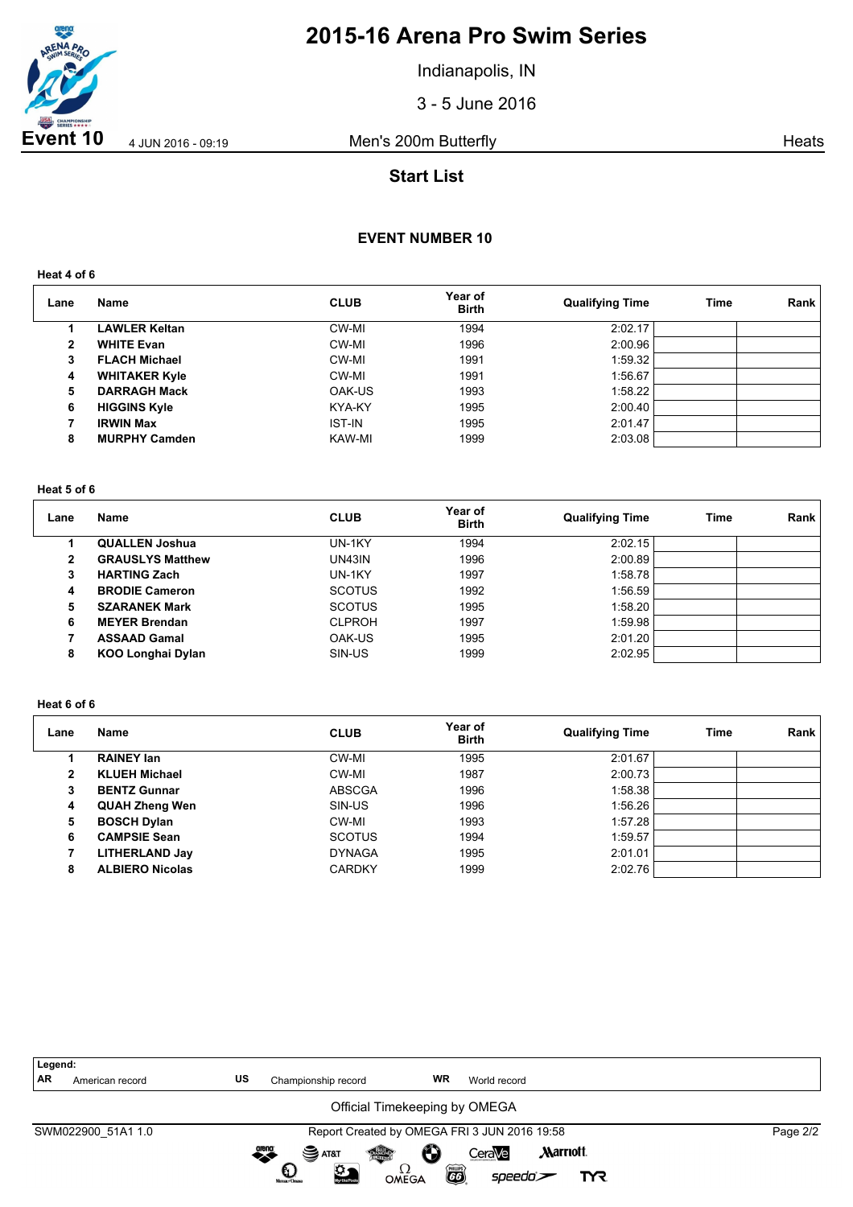# 2015-16 Arena Pro Swim Series

Indianapolis, IN

3 - 5 June 2016

**Event 10** 4 JUN 2016 - 09:19 Men's 200m Butterfly Heats

## Start List

### EVENT NUMBER 10

**Heat 4 of 6**

| Lane | Name | CLUB | Year of Birth | Qualifying Time | Time | Rank |
|---|---|---|---|---|---|---|
| 1 | **LAWLER Keltan** | CW-MI | 1994 | 2:02.17 | | |
| 2 | **WHITE Evan** | CW-MI | 1996 | 2:00.96 | | |
| 3 | **FLACH Michael** | CW-MI | 1991 | 1:59.32 | | |
| 4 | **WHITAKER Kyle** | CW-MI | 1991 | 1:56.67 | | |
| 5 | **DARRAGH Mack** | OAK-US | 1993 | 1:58.22 | | |
| 6 | **HIGGINS Kyle** | KYA-KY | 1995 | 2:00.40 | | |
| 7 | **IRWIN Max** | IST-IN | 1995 | 2:01.47 | | |
| 8 | **MURPHY Camden** | KAW-MI | 1999 | 2:03.08 | | |

**Heat 5 of 6**

| Lane | Name | CLUB | Year of Birth | Qualifying Time | Time | Rank |
|---|---|---|---|---|---|---|
| 1 | **QUALLEN Joshua** | UN-1KY | 1994 | 2:02.15 | | |
| 2 | **GRAUSLYS Matthew** | UN43IN | 1996 | 2:00.89 | | |
| 3 | **HARTING Zach** | UN-1KY | 1997 | 1:58.78 | | |
| 4 | **BRODIE Cameron** | SCOTUS | 1992 | 1:56.59 | | |
| 5 | **SZARANEK Mark** | SCOTUS | 1995 | 1:58.20 | | |
| 6 | **MEYER Brendan** | CLPROH | 1997 | 1:59.98 | | |
| 7 | **ASSAAD Gamal** | OAK-US | 1995 | 2:01.20 | | |
| 8 | **KOO Longhai Dylan** | SIN-US | 1999 | 2:02.95 | | |

**Heat 6 of 6**

| Lane | Name | CLUB | Year of Birth | Qualifying Time | Time | Rank |
|---|---|---|---|---|---|---|
| 1 | **RAINEY Ian** | CW-MI | 1995 | 2:01.67 | | |
| 2 | **KLUEH Michael** | CW-MI | 1987 | 2:00.73 | | |
| 3 | **BENTZ Gunnar** | ABSCGA | 1996 | 1:58.38 | | |
| 4 | **QUAH Zheng Wen** | SIN-US | 1996 | 1:56.26 | | |
| 5 | **BOSCH Dylan** | CW-MI | 1993 | 1:57.28 | | |
| 6 | **CAMPSIE Sean** | SCOTUS | 1994 | 1:59.57 | | |
| 7 | **LITHERLAND Jay** | DYNAGA | 1995 | 2:01.01 | | |
| 8 | **ALBIERO Nicolas** | CARDKY | 1999 | 2:02.76 | | |

**Legend:**

**AR** American record **US** Championship record **WR** World record

Official Timekeeping by OMEGA

SWM022900_51A1 1.0 Report Created by OMEGA FRI 3 JUN 2016 19:58